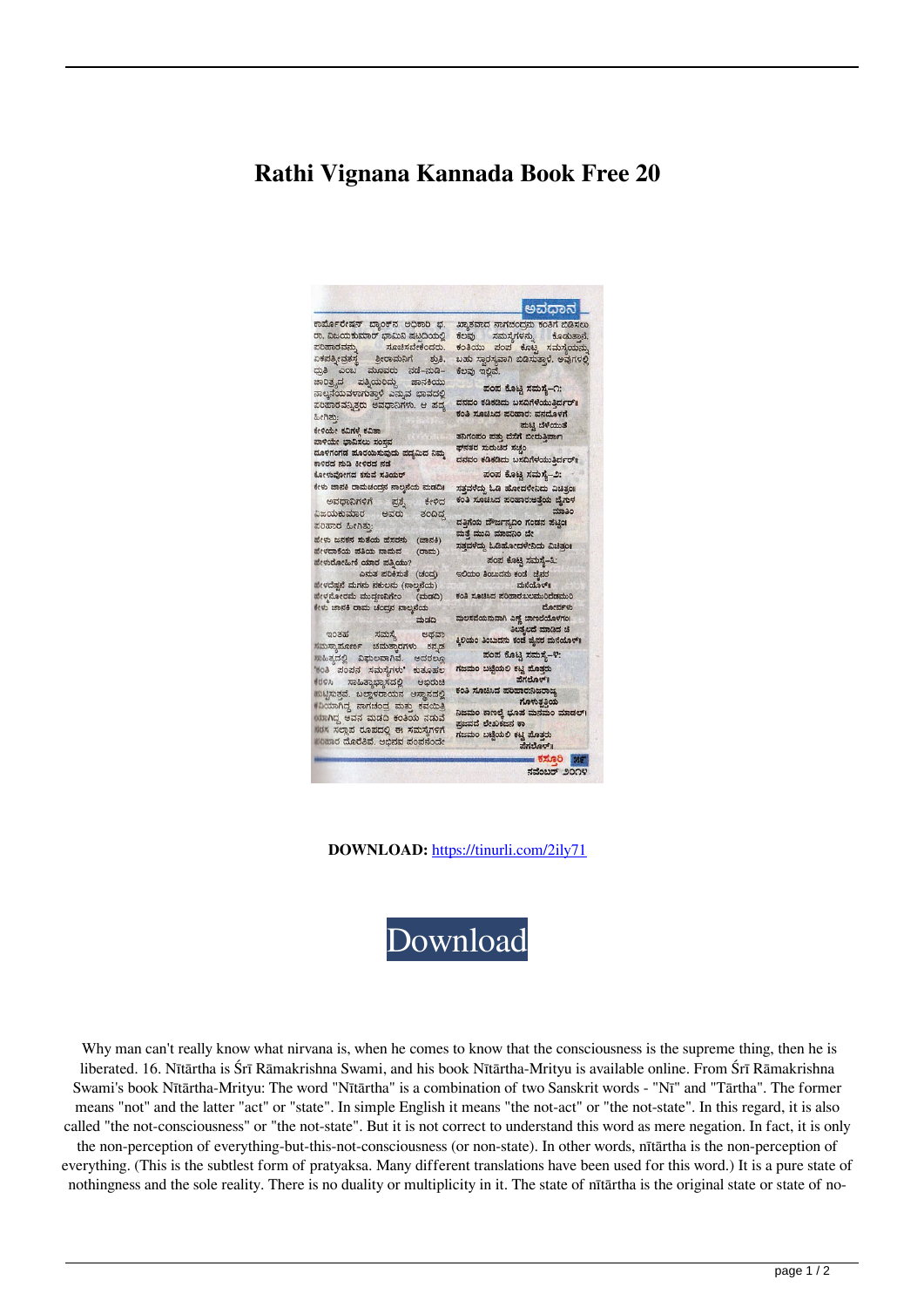# Rathi Vignana Kannada Book Free 20

**DOWNLOAD:** https://tinurli.com/2ily71

Download

Why man can't really know what nirvana is, when he comes to know that the consciousness is the supreme thing, then he is liberated. 16. Nītārtha is Śrī Rāmakrishna Swami, and his book Nītārtha-Mrityu is available online. From Śrī Rāmakrishna Swami's book Nītārtha-Mrityu: The word "Nītārtha" is a combination of two Sanskrit words - "Nī" and "Tārtha". The former means "not" and the latter "act" or "state". In simple English it means "the not-act" or "the not-state". In this regard, it is also called "the not-consciousness" or "the not-state". But it is not correct to understand this word as mere negation. In fact, it is only the non-perception of everything-but-this-not-consciousness (or non-state). In other words, nītārtha is the non-perception of everything. (This is the subtlest form of pratyaksa. Many different translations have been used for this word.) It is a pure state of nothingness and the sole reality. There is no duality or multiplicity in it. The state of nītārtha is the original state or state of no-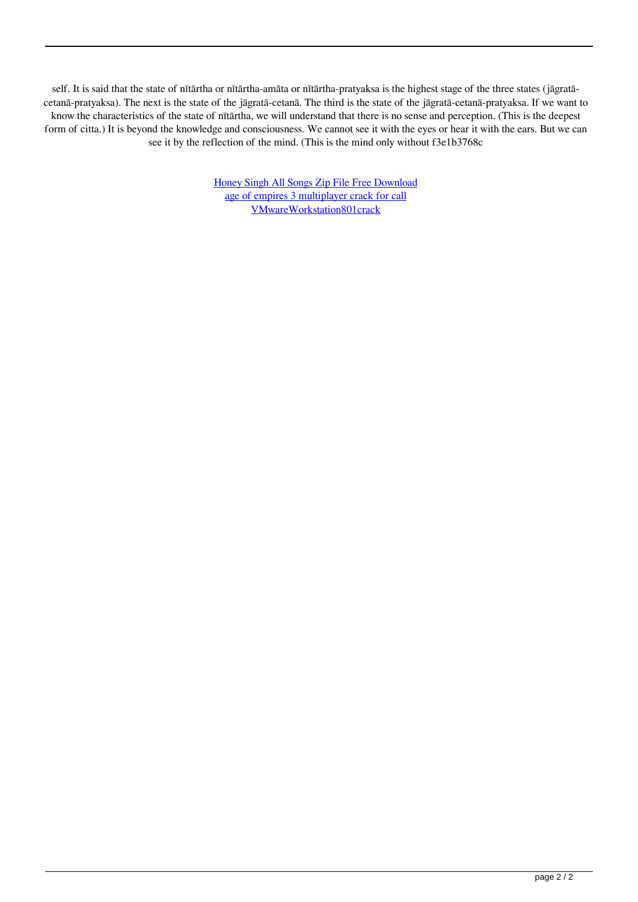self. It is said that the state of nītārtha or nītārtha-amāta or nītārtha-pratyaksa is the highest stage of the three states (jāgratā-cetanā-pratyaksa). The next is the state of the jāgratā-cetanā. The third is the state of the jāgratā-cetanā-pratyaksa. If we want to know the characteristics of the state of nītārtha, we will understand that there is no sense and perception. (This is the deepest form of citta.) It is beyond the knowledge and consciousness. We cannot see it with the eyes or hear it with the ears. But we can see it by the reflection of the mind. (This is the mind only without f3e1b3768c

Honey Singh All Songs Zip File Free Download
age of empires 3 multiplayer crack for call
VMwareWorkstation801crack